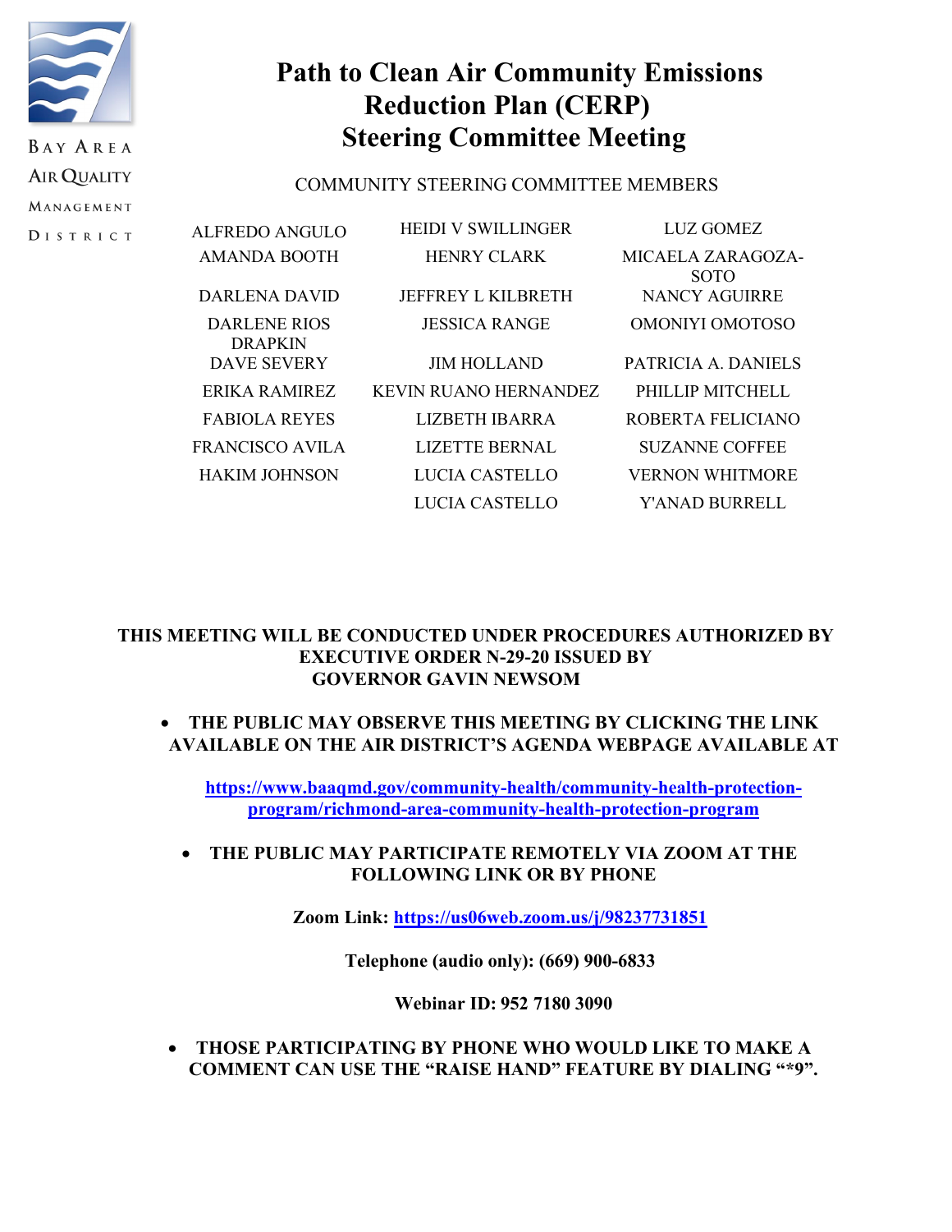BAY AREA AIR QUALITY MANAGEMENT DISTRICT

# Path to Clean Air Community Emissions Reduction Plan (CERP) Steering Committee Meeting

COMMUNITY STEERING COMMITTEE MEMBERS

| | | |
|---|---|---|
| ALFREDO ANGULO | HEIDI V SWILLINGER | LUZ GOMEZ |
| AMANDA BOOTH | HENRY CLARK | MICAELA ZARAGOZA-SOTO |
| DARLENA DAVID | JEFFREY L KILBRETH | NANCY AGUIRRE |
| DARLENE RIOS DRAPKIN | JESSICA RANGE | OMONIYI OMOTOSO |
| DAVE SEVERY | JIM HOLLAND | PATRICIA A. DANIELS |
| ERIKA RAMIREZ | KEVIN RUANO HERNANDEZ | PHILLIP MITCHELL |
| FABIOLA REYES | LIZBETH IBARRA | ROBERTA FELICIANO |
| FRANCISCO AVILA | LIZETTE BERNAL | SUZANNE COFFEE |
| HAKIM JOHNSON | LUCIA CASTELLO | VERNON WHITMORE |
| | LUCIA CASTELLO | Y'ANAD BURRELL |

**THIS MEETING WILL BE CONDUCTED UNDER PROCEDURES AUTHORIZED BY EXECUTIVE ORDER N-29-20 ISSUED BY GOVERNOR GAVIN NEWSOM**

- **THE PUBLIC MAY OBSERVE THIS MEETING BY CLICKING THE LINK AVAILABLE ON THE AIR DISTRICT'S AGENDA WEBPAGE AVAILABLE AT**

  **https://www.baaqmd.gov/community-health/community-health-protection-program/richmond-area-community-health-protection-program**

- **THE PUBLIC MAY PARTICIPATE REMOTELY VIA ZOOM AT THE FOLLOWING LINK OR BY PHONE**

  **Zoom Link: https://us06web.zoom.us/j/98237731851**

  **Telephone (audio only): (669) 900-6833**

  **Webinar ID: 952 7180 3090**

- **THOSE PARTICIPATING BY PHONE WHO WOULD LIKE TO MAKE A COMMENT CAN USE THE "RAISE HAND" FEATURE BY DIALING "*9".**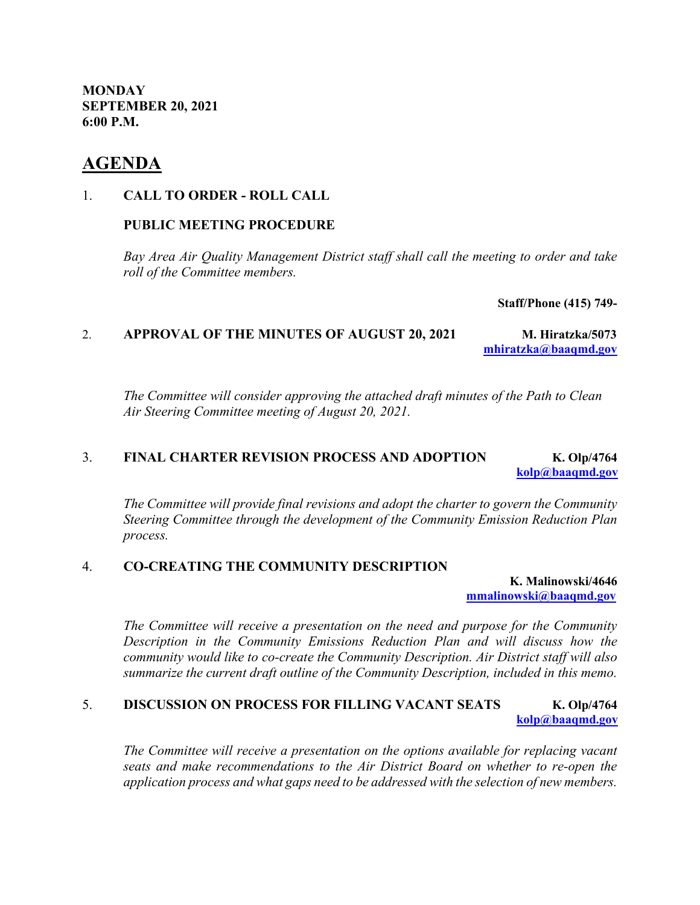**MONDAY**
**SEPTEMBER 20, 2021**
**6:00 P.M.**

# AGENDA

1. **CALL TO ORDER - ROLL CALL**

   **PUBLIC MEETING PROCEDURE**

   *Bay Area Air Quality Management District staff shall call the meeting to order and take roll of the Committee members.*

   **Staff/Phone (415) 749-**

2. **APPROVAL OF THE MINUTES OF AUGUST 20, 2021** **M. Hiratzka/5073**
   **mhiratzka@baaqmd.gov**

   *The Committee will consider approving the attached draft minutes of the Path to Clean Air Steering Committee meeting of August 20, 2021.*

3. **FINAL CHARTER REVISION PROCESS AND ADOPTION** **K. Olp/4764**
   **kolp@baaqmd.gov**

   *The Committee will provide final revisions and adopt the charter to govern the Community Steering Committee through the development of the Community Emission Reduction Plan process.*

4. **CO-CREATING THE COMMUNITY DESCRIPTION**
   **K. Malinowski/4646**
   **mmalinowski@baaqmd.gov**

   *The Committee will receive a presentation on the need and purpose for the Community Description in the Community Emissions Reduction Plan and will discuss how the community would like to co-create the Community Description. Air District staff will also summarize the current draft outline of the Community Description, included in this memo.*

5. **DISCUSSION ON PROCESS FOR FILLING VACANT SEATS** **K. Olp/4764**
   **kolp@baaqmd.gov**

   *The Committee will receive a presentation on the options available for replacing vacant seats and make recommendations to the Air District Board on whether to re-open the application process and what gaps need to be addressed with the selection of new members.*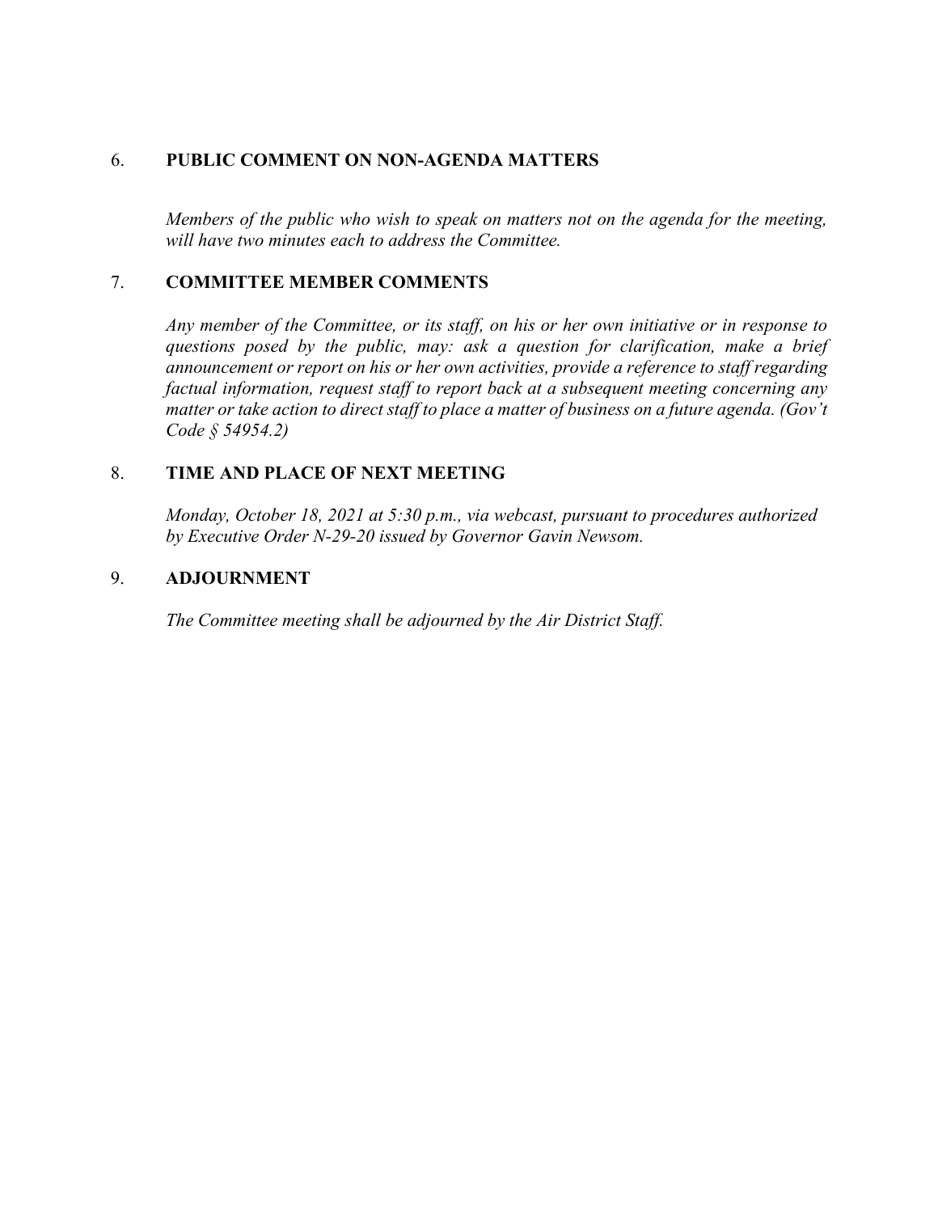## 6. PUBLIC COMMENT ON NON-AGENDA MATTERS

*Members of the public who wish to speak on matters not on the agenda for the meeting, will have two minutes each to address the Committee.*

## 7. COMMITTEE MEMBER COMMENTS

*Any member of the Committee, or its staff, on his or her own initiative or in response to questions posed by the public, may: ask a question for clarification, make a brief announcement or report on his or her own activities, provide a reference to staff regarding factual information, request staff to report back at a subsequent meeting concerning any matter or take action to direct staff to place a matter of business on a future agenda. (Gov't Code § 54954.2)*

## 8. TIME AND PLACE OF NEXT MEETING

*Monday, October 18, 2021 at 5:30 p.m., via webcast, pursuant to procedures authorized by Executive Order N-29-20 issued by Governor Gavin Newsom.*

## 9. ADJOURNMENT

*The Committee meeting shall be adjourned by the Air District Staff.*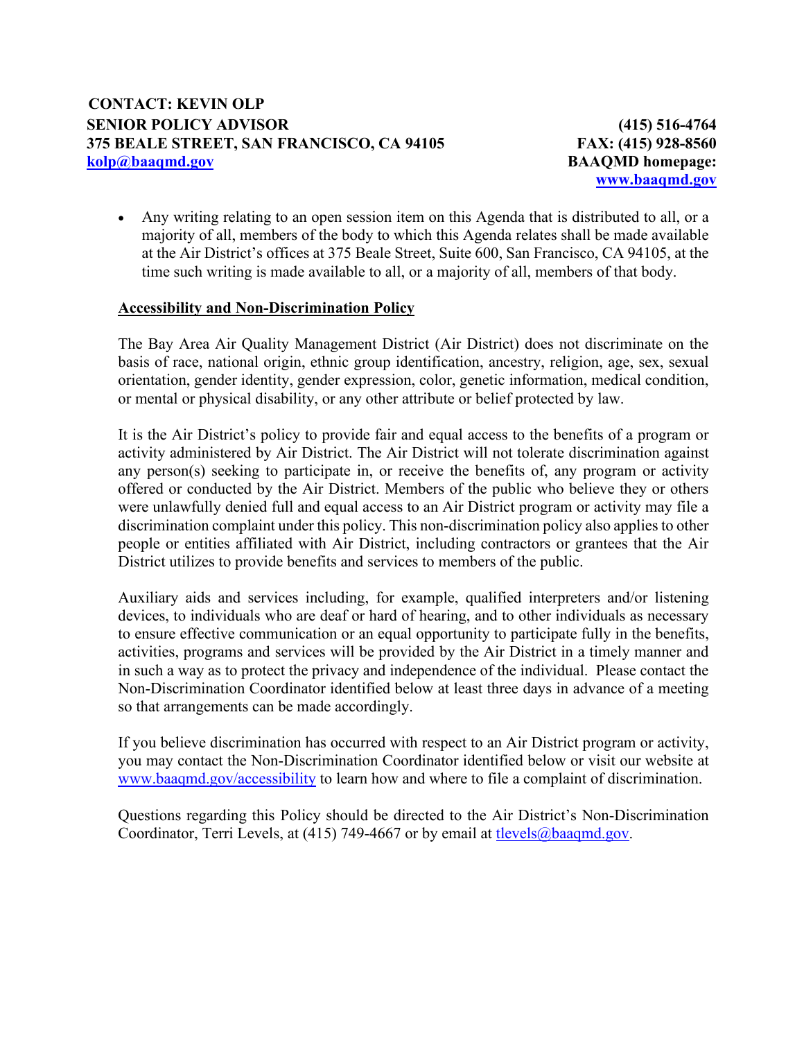**CONTACT: KEVIN OLP**
**SENIOR POLICY ADVISOR** **(415) 516-4764**
**375 BEALE STREET, SAN FRANCISCO, CA 94105** **FAX: (415) 928-8560**
**kolp@baaqmd.gov** **BAAQMD homepage:**
**www.baaqmd.gov**

- Any writing relating to an open session item on this Agenda that is distributed to all, or a majority of all, members of the body to which this Agenda relates shall be made available at the Air District's offices at 375 Beale Street, Suite 600, San Francisco, CA 94105, at the time such writing is made available to all, or a majority of all, members of that body.

**Accessibility and Non-Discrimination Policy**

The Bay Area Air Quality Management District (Air District) does not discriminate on the basis of race, national origin, ethnic group identification, ancestry, religion, age, sex, sexual orientation, gender identity, gender expression, color, genetic information, medical condition, or mental or physical disability, or any other attribute or belief protected by law.

It is the Air District's policy to provide fair and equal access to the benefits of a program or activity administered by Air District. The Air District will not tolerate discrimination against any person(s) seeking to participate in, or receive the benefits of, any program or activity offered or conducted by the Air District. Members of the public who believe they or others were unlawfully denied full and equal access to an Air District program or activity may file a discrimination complaint under this policy. This non-discrimination policy also applies to other people or entities affiliated with Air District, including contractors or grantees that the Air District utilizes to provide benefits and services to members of the public.

Auxiliary aids and services including, for example, qualified interpreters and/or listening devices, to individuals who are deaf or hard of hearing, and to other individuals as necessary to ensure effective communication or an equal opportunity to participate fully in the benefits, activities, programs and services will be provided by the Air District in a timely manner and in such a way as to protect the privacy and independence of the individual. Please contact the Non-Discrimination Coordinator identified below at least three days in advance of a meeting so that arrangements can be made accordingly.

If you believe discrimination has occurred with respect to an Air District program or activity, you may contact the Non-Discrimination Coordinator identified below or visit our website at www.baaqmd.gov/accessibility to learn how and where to file a complaint of discrimination.

Questions regarding this Policy should be directed to the Air District's Non-Discrimination Coordinator, Terri Levels, at (415) 749-4667 or by email at tlevels@baaqmd.gov.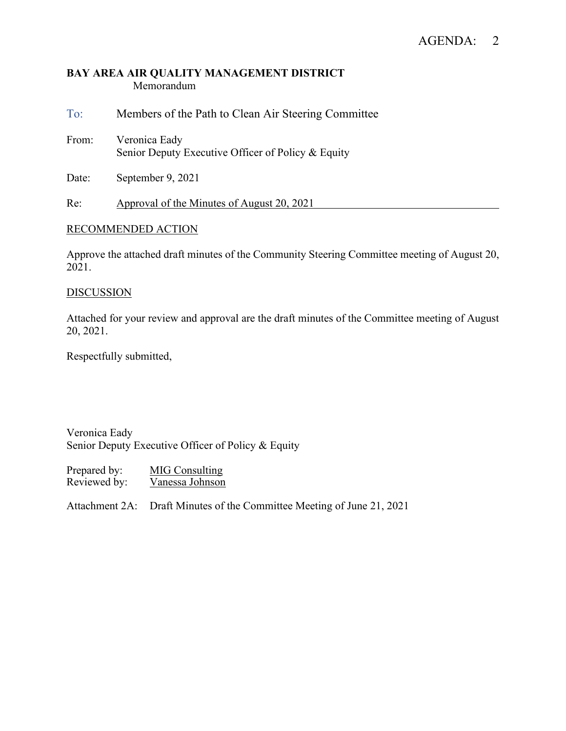AGENDA: 2

**BAY AREA AIR QUALITY MANAGEMENT DISTRICT**
Memorandum

To: Members of the Path to Clean Air Steering Committee

From: Veronica Eady
Senior Deputy Executive Officer of Policy & Equity

Date: September 9, 2021

Re: Approval of the Minutes of August 20, 2021

## RECOMMENDED ACTION

Approve the attached draft minutes of the Community Steering Committee meeting of August 20, 2021.

## DISCUSSION

Attached for your review and approval are the draft minutes of the Committee meeting of August 20, 2021.

Respectfully submitted,

Veronica Eady
Senior Deputy Executive Officer of Policy & Equity

Prepared by: MIG Consulting
Reviewed by: Vanessa Johnson

Attachment 2A: Draft Minutes of the Committee Meeting of June 21, 2021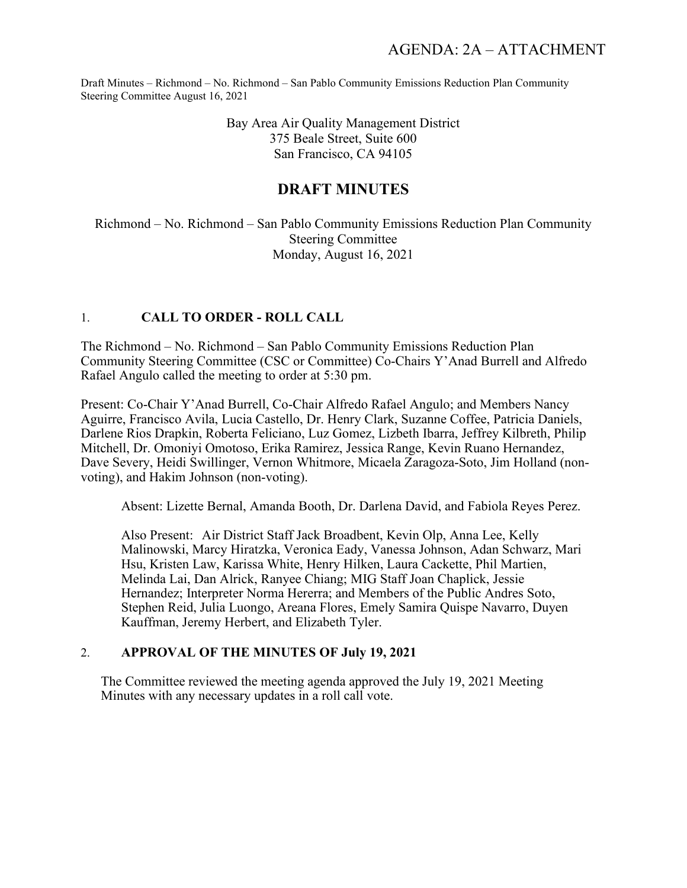AGENDA: 2A – ATTACHMENT

Draft Minutes – Richmond – No. Richmond – San Pablo Community Emissions Reduction Plan Community Steering Committee August 16, 2021

Bay Area Air Quality Management District
375 Beale Street, Suite 600
San Francisco, CA 94105

# DRAFT MINUTES

Richmond – No. Richmond – San Pablo Community Emissions Reduction Plan Community Steering Committee
Monday, August 16, 2021

## 1. CALL TO ORDER - ROLL CALL

The Richmond – No. Richmond – San Pablo Community Emissions Reduction Plan Community Steering Committee (CSC or Committee) Co-Chairs Y'Anad Burrell and Alfredo Rafael Angulo called the meeting to order at 5:30 pm.

Present: Co-Chair Y'Anad Burrell, Co-Chair Alfredo Rafael Angulo; and Members Nancy Aguirre, Francisco Avila, Lucia Castello, Dr. Henry Clark, Suzanne Coffee, Patricia Daniels, Darlene Rios Drapkin, Roberta Feliciano, Luz Gomez, Lizbeth Ibarra, Jeffrey Kilbreth, Philip Mitchell, Dr. Omoniyi Omotoso, Erika Ramirez, Jessica Range, Kevin Ruano Hernandez, Dave Severy, Heidi Swillinger, Vernon Whitmore, Micaela Zaragoza-Soto, Jim Holland (non-voting), and Hakim Johnson (non-voting).

Absent: Lizette Bernal, Amanda Booth, Dr. Darlena David, and Fabiola Reyes Perez.

Also Present: Air District Staff Jack Broadbent, Kevin Olp, Anna Lee, Kelly Malinowski, Marcy Hiratzka, Veronica Eady, Vanessa Johnson, Adan Schwarz, Mari Hsu, Kristen Law, Karissa White, Henry Hilken, Laura Cackette, Phil Martien, Melinda Lai, Dan Alrick, Ranyee Chiang; MIG Staff Joan Chaplick, Jessie Hernandez; Interpreter Norma Hererra; and Members of the Public Andres Soto, Stephen Reid, Julia Luongo, Areana Flores, Emely Samira Quispe Navarro, Duyen Kauffman, Jeremy Herbert, and Elizabeth Tyler.

## 2. APPROVAL OF THE MINUTES OF July 19, 2021

The Committee reviewed the meeting agenda approved the July 19, 2021 Meeting Minutes with any necessary updates in a roll call vote.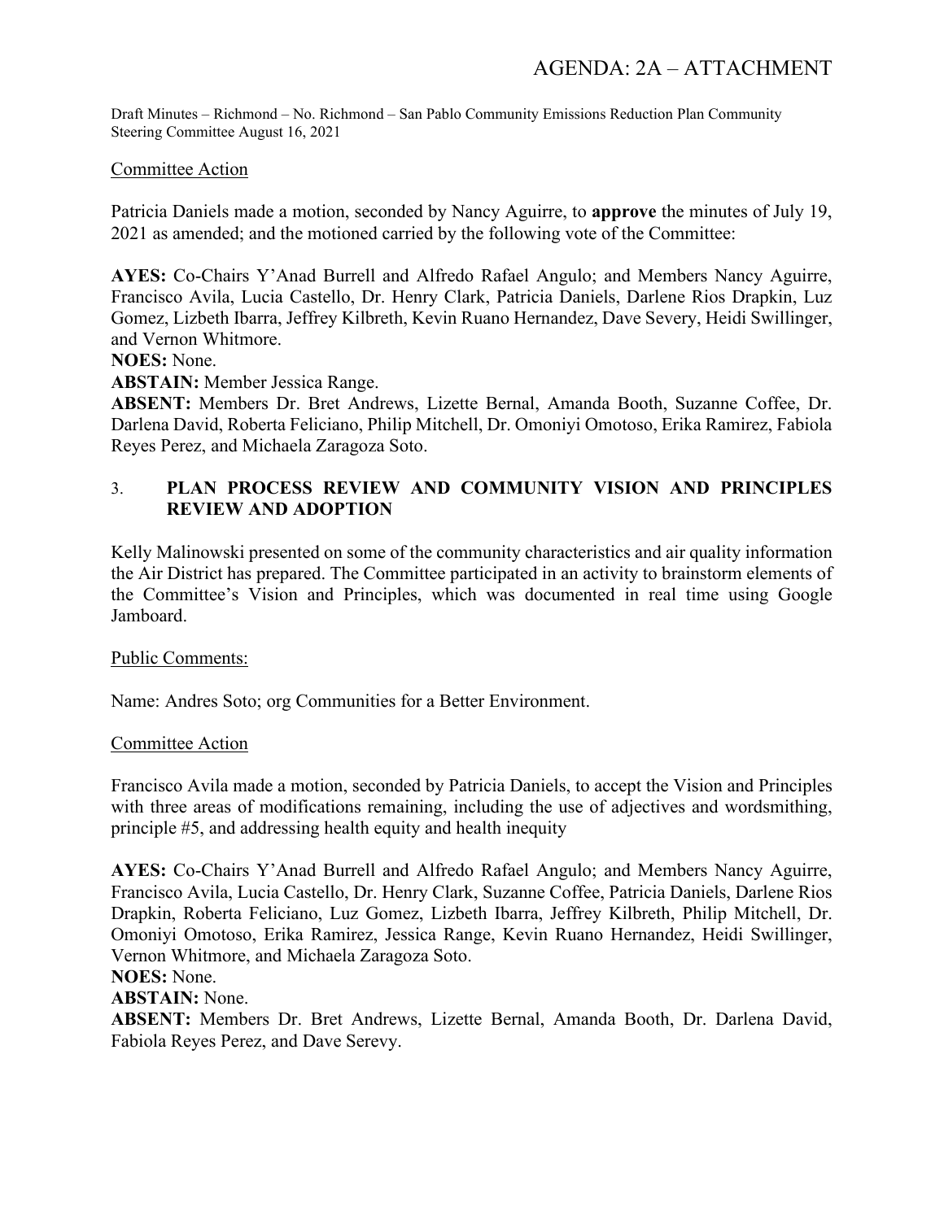Committee Action

Patricia Daniels made a motion, seconded by Nancy Aguirre, to **approve** the minutes of July 19, 2021 as amended; and the motioned carried by the following vote of the Committee:

**AYES:** Co-Chairs Y'Anad Burrell and Alfredo Rafael Angulo; and Members Nancy Aguirre, Francisco Avila, Lucia Castello, Dr. Henry Clark, Patricia Daniels, Darlene Rios Drapkin, Luz Gomez, Lizbeth Ibarra, Jeffrey Kilbreth, Kevin Ruano Hernandez, Dave Severy, Heidi Swillinger, and Vernon Whitmore.
**NOES:** None.
**ABSTAIN:** Member Jessica Range.
**ABSENT:** Members Dr. Bret Andrews, Lizette Bernal, Amanda Booth, Suzanne Coffee, Dr. Darlena David, Roberta Feliciano, Philip Mitchell, Dr. Omoniyi Omotoso, Erika Ramirez, Fabiola Reyes Perez, and Michaela Zaragoza Soto.

## 3. PLAN PROCESS REVIEW AND COMMUNITY VISION AND PRINCIPLES REVIEW AND ADOPTION

Kelly Malinowski presented on some of the community characteristics and air quality information the Air District has prepared. The Committee participated in an activity to brainstorm elements of the Committee's Vision and Principles, which was documented in real time using Google Jamboard.

Public Comments:

Name: Andres Soto; org Communities for a Better Environment.

Committee Action

Francisco Avila made a motion, seconded by Patricia Daniels, to accept the Vision and Principles with three areas of modifications remaining, including the use of adjectives and wordsmithing, principle #5, and addressing health equity and health inequity

**AYES:** Co-Chairs Y'Anad Burrell and Alfredo Rafael Angulo; and Members Nancy Aguirre, Francisco Avila, Lucia Castello, Dr. Henry Clark, Suzanne Coffee, Patricia Daniels, Darlene Rios Drapkin, Roberta Feliciano, Luz Gomez, Lizbeth Ibarra, Jeffrey Kilbreth, Philip Mitchell, Dr. Omoniyi Omotoso, Erika Ramirez, Jessica Range, Kevin Ruano Hernandez, Heidi Swillinger, Vernon Whitmore, and Michaela Zaragoza Soto.
**NOES:** None.
**ABSTAIN:** None.
**ABSENT:** Members Dr. Bret Andrews, Lizette Bernal, Amanda Booth, Dr. Darlena David, Fabiola Reyes Perez, and Dave Serevy.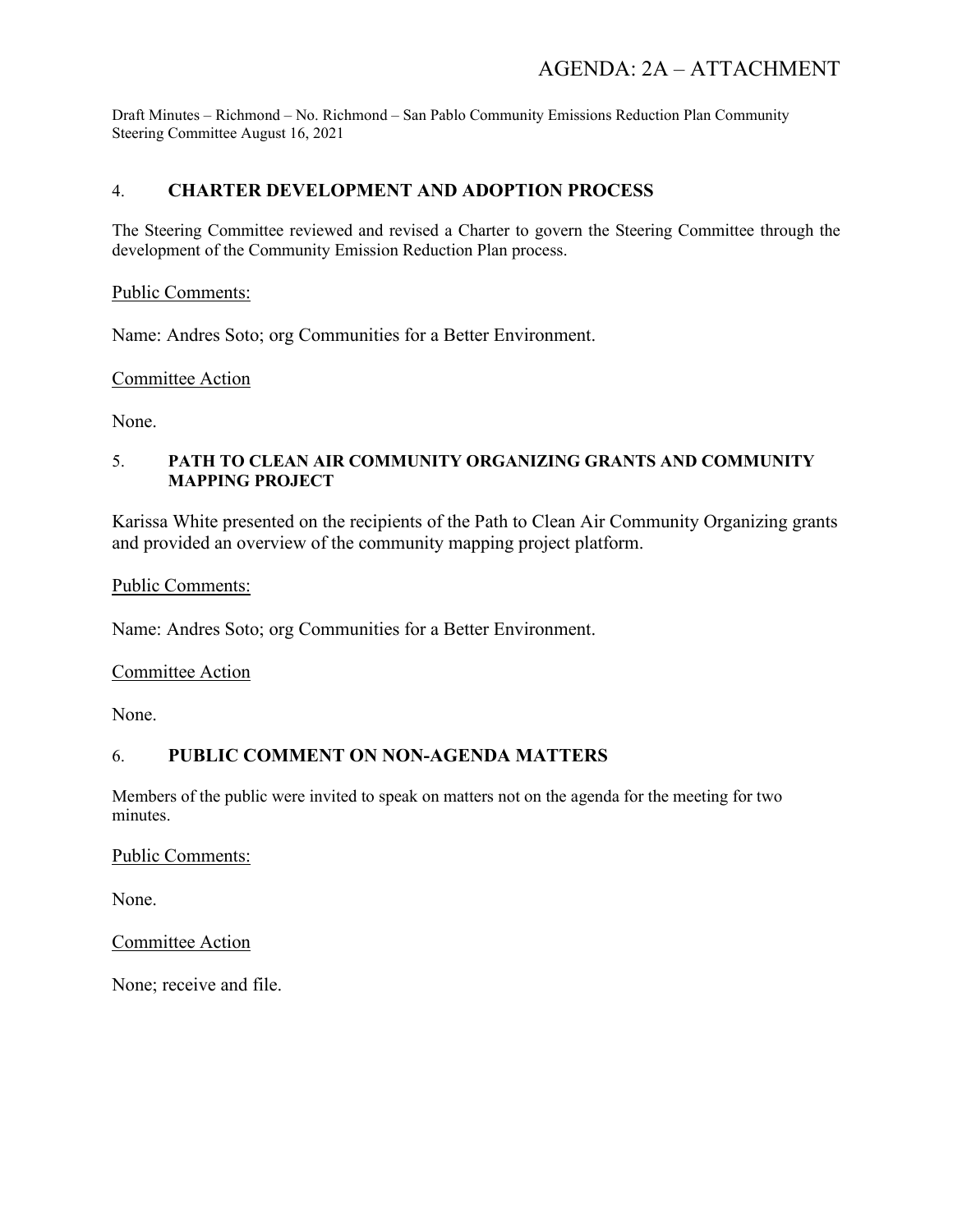## 4. CHARTER DEVELOPMENT AND ADOPTION PROCESS

The Steering Committee reviewed and revised a Charter to govern the Steering Committee through the development of the Community Emission Reduction Plan process.

<u>Public Comments:</u>

Name: Andres Soto; org Communities for a Better Environment.

<u>Committee Action</u>

None.

## 5. PATH TO CLEAN AIR COMMUNITY ORGANIZING GRANTS AND COMMUNITY MAPPING PROJECT

Karissa White presented on the recipients of the Path to Clean Air Community Organizing grants and provided an overview of the community mapping project platform.

<u>Public Comments:</u>

Name: Andres Soto; org Communities for a Better Environment.

<u>Committee Action</u>

None.

## 6. PUBLIC COMMENT ON NON-AGENDA MATTERS

Members of the public were invited to speak on matters not on the agenda for the meeting for two minutes.

<u>Public Comments:</u>

None.

<u>Committee Action</u>

None; receive and file.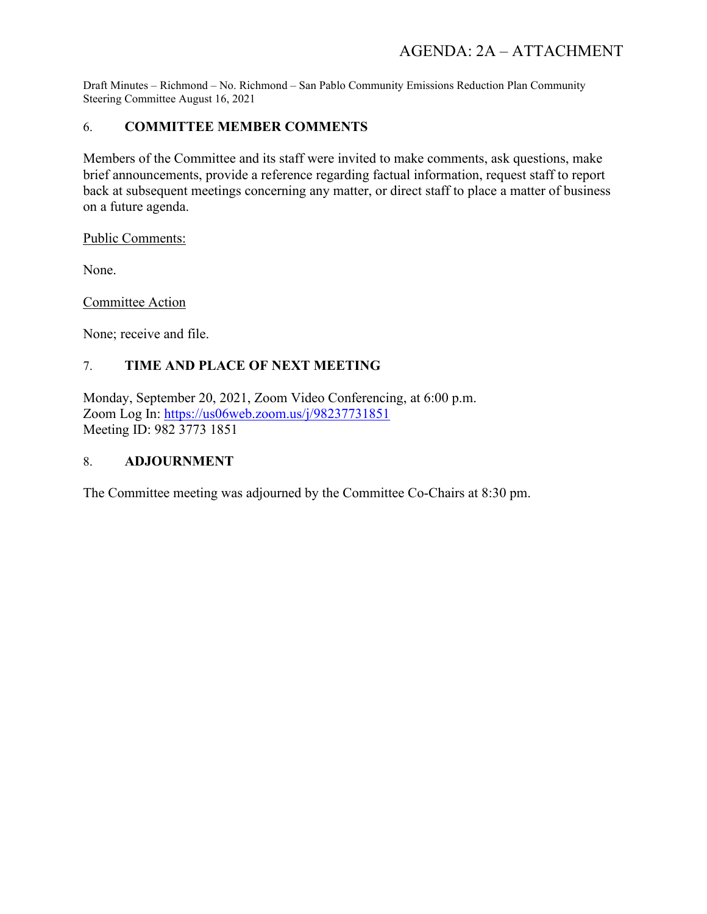## 6. COMMITTEE MEMBER COMMENTS

Members of the Committee and its staff were invited to make comments, ask questions, make brief announcements, provide a reference regarding factual information, request staff to report back at subsequent meetings concerning any matter, or direct staff to place a matter of business on a future agenda.

Public Comments:

None.

Committee Action

None; receive and file.

## 7. TIME AND PLACE OF NEXT MEETING

Monday, September 20, 2021, Zoom Video Conferencing, at 6:00 p.m.
Zoom Log In: https://us06web.zoom.us/j/98237731851
Meeting ID: 982 3773 1851

## 8. ADJOURNMENT

The Committee meeting was adjourned by the Committee Co-Chairs at 8:30 pm.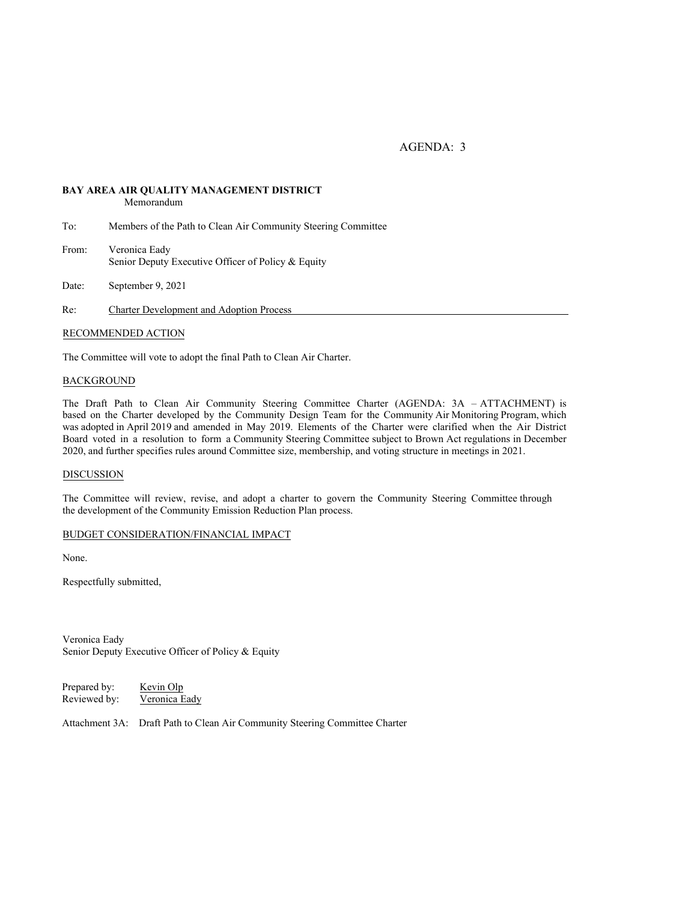AGENDA: 3

**BAY AREA AIR QUALITY MANAGEMENT DISTRICT**
Memorandum

To: Members of the Path to Clean Air Community Steering Committee

From: Veronica Eady
Senior Deputy Executive Officer of Policy & Equity

Date: September 9, 2021

Re: Charter Development and Adoption Process

RECOMMENDED ACTION

The Committee will vote to adopt the final Path to Clean Air Charter.

BACKGROUND

The Draft Path to Clean Air Community Steering Committee Charter (AGENDA: 3A – ATTACHMENT) is based on the Charter developed by the Community Design Team for the Community Air Monitoring Program, which was adopted in April 2019 and amended in May 2019. Elements of the Charter were clarified when the Air District Board voted in a resolution to form a Community Steering Committee subject to Brown Act regulations in December 2020, and further specifies rules around Committee size, membership, and voting structure in meetings in 2021.

DISCUSSION

The Committee will review, revise, and adopt a charter to govern the Community Steering Committee through the development of the Community Emission Reduction Plan process.

BUDGET CONSIDERATION/FINANCIAL IMPACT

None.

Respectfully submitted,

Veronica Eady
Senior Deputy Executive Officer of Policy & Equity

Prepared by: Kevin Olp
Reviewed by: Veronica Eady

Attachment 3A: Draft Path to Clean Air Community Steering Committee Charter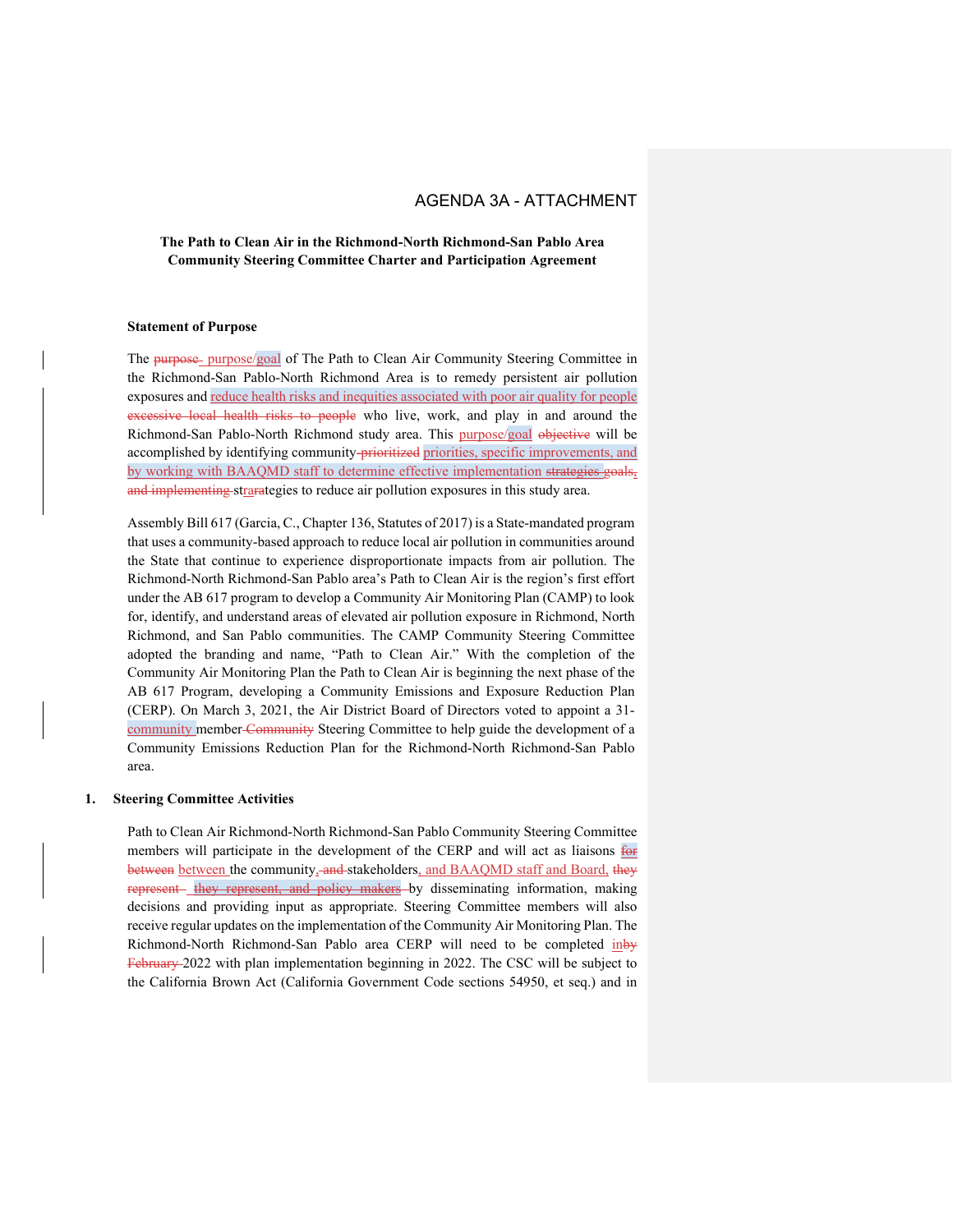AGENDA 3A - ATTACHMENT

**The Path to Clean Air in the Richmond-North Richmond-San Pablo Area**
**Community Steering Committee Charter and Participation Agreement**

**Statement of Purpose**

The ~~purpose~~ purpose/goal of The Path to Clean Air Community Steering Committee in the Richmond-San Pablo-North Richmond Area is to remedy persistent air pollution exposures and reduce health risks and inequities associated with poor air quality for people ~~excessive local health risks to people~~ who live, work, and play in and around the Richmond-San Pablo-North Richmond study area. This purpose/goal ~~objective~~ will be accomplished by identifying community ~~prioritized~~ priorities, specific improvements, and by working with BAAQMD staff to determine effective implementation ~~strategies~~ goals, ~~and implementing~~ strarategies to reduce air pollution exposures in this study area.

Assembly Bill 617 (Garcia, C., Chapter 136, Statutes of 2017) is a State-mandated program that uses a community-based approach to reduce local air pollution in communities around the State that continue to experience disproportionate impacts from air pollution. The Richmond-North Richmond-San Pablo area's Path to Clean Air is the region's first effort under the AB 617 program to develop a Community Air Monitoring Plan (CAMP) to look for, identify, and understand areas of elevated air pollution exposure in Richmond, North Richmond, and San Pablo communities. The CAMP Community Steering Committee adopted the branding and name, "Path to Clean Air." With the completion of the Community Air Monitoring Plan the Path to Clean Air is beginning the next phase of the AB 617 Program, developing a Community Emissions and Exposure Reduction Plan (CERP). On March 3, 2021, the Air District Board of Directors voted to appoint a 31-community member ~~Community~~ Steering Committee to help guide the development of a Community Emissions Reduction Plan for the Richmond-North Richmond-San Pablo area.

## 1. Steering Committee Activities

Path to Clean Air Richmond-North Richmond-San Pablo Community Steering Committee members will participate in the development of the CERP and will act as liaisons ~~for between~~ between the community, ~~and~~ stakeholders, and BAAQMD staff and Board, ~~they represent~~ ~~they represent, and policy makers~~ by disseminating information, making decisions and providing input as appropriate. Steering Committee members will also receive regular updates on the implementation of the Community Air Monitoring Plan. The Richmond-North Richmond-San Pablo area CERP will need to be completed in~~by February~~ 2022 with plan implementation beginning in 2022. The CSC will be subject to the California Brown Act (California Government Code sections 54950, et seq.) and in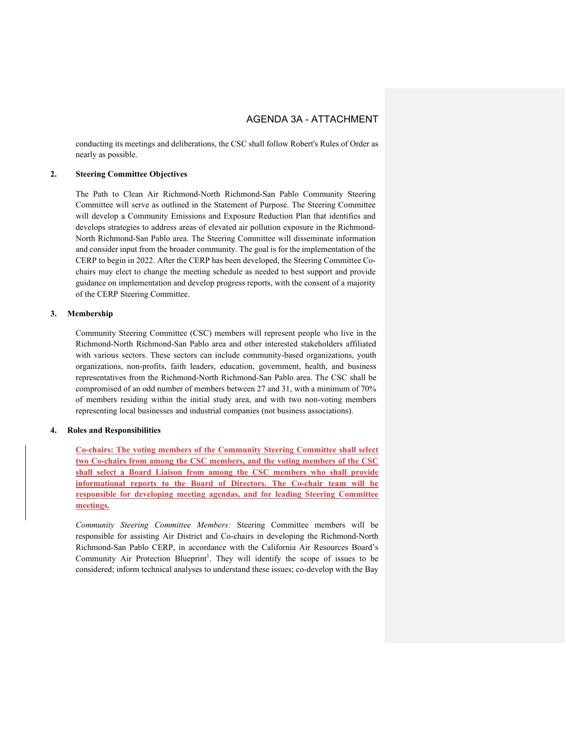conducting its meetings and deliberations, the CSC shall follow Robert's Rules of Order as nearly as possible.

## 2. Steering Committee Objectives

The Path to Clean Air Richmond-North Richmond-San Pablo Community Steering Committee will serve as outlined in the Statement of Purpose. The Steering Committee will develop a Community Emissions and Exposure Reduction Plan that identifies and develops strategies to address areas of elevated air pollution exposure in the Richmond-North Richmond-San Pablo area. The Steering Committee will disseminate information and consider input from the broader community. The goal is for the implementation of the CERP to begin in 2022. After the CERP has been developed, the Steering Committee Co-chairs may elect to change the meeting schedule as needed to best support and provide guidance on implementation and develop progress reports, with the consent of a majority of the CERP Steering Committee.

## 3. Membership

Community Steering Committee (CSC) members will represent people who live in the Richmond-North Richmond-San Pablo area and other interested stakeholders affiliated with various sectors. These sectors can include community-based organizations, youth organizations, non-profits, faith leaders, education, government, health, and business representatives from the Richmond-North Richmond-San Pablo area. The CSC shall be compromised of an odd number of members between 27 and 31, with a minimum of 70% of members residing within the initial study area, and with two non-voting members representing local businesses and industrial companies (not business associations).

## 4. Roles and Responsibilities

**Co-chairs: The voting members of the Community Steering Committee shall select two Co-chairs from among the CSC members, and the voting members of the CSC shall select a Board Liaison from among the CSC members who shall provide informational reports to the Board of Directors. The Co-chair team will be responsible for developing meeting agendas, and for leading Steering Committee meetings.**

*Community Steering Committee Members:* Steering Committee members will be responsible for assisting Air District and Co-chairs in developing the Richmond-North Richmond-San Pablo CERP, in accordance with the California Air Resources Board's Community Air Protection Blueprint[1]. They will identify the scope of issues to be considered; inform technical analyses to understand these issues; co-develop with the Bay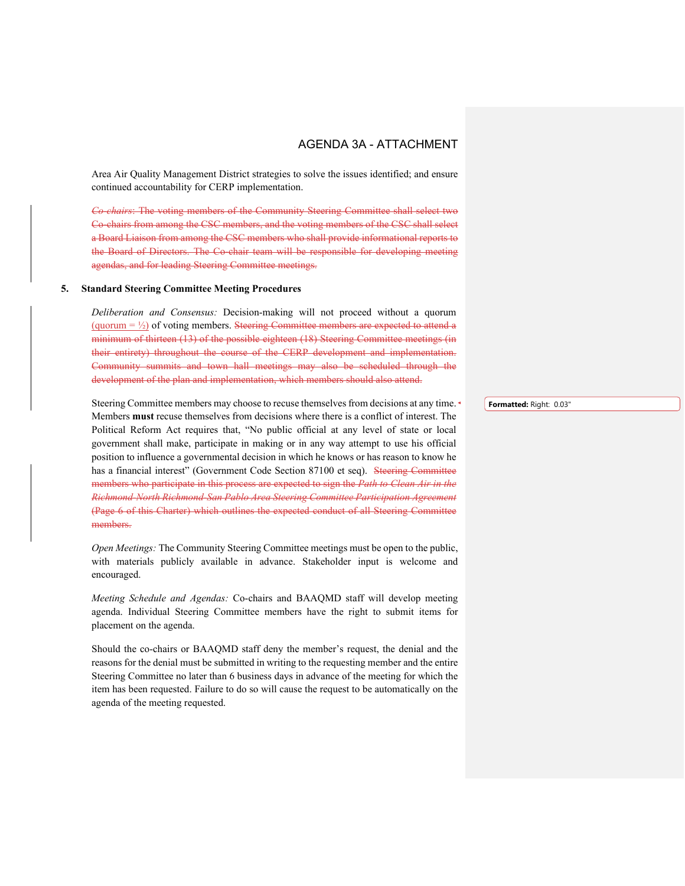Area Air Quality Management District strategies to solve the issues identified; and ensure continued accountability for CERP implementation.

~~*Co-chairs*: The voting members of the Community Steering Committee shall select two Co-chairs from among the CSC members, and the voting members of the CSC shall select a Board Liaison from among the CSC members who shall provide informational reports to the Board of Directors. The Co-chair team will be responsible for developing meeting agendas, and for leading Steering Committee meetings.~~

## 5. Standard Steering Committee Meeting Procedures

*Deliberation and Consensus:* Decision-making will not proceed without a quorum (quorum = ½) of voting members. ~~Steering Committee members are expected to attend a minimum of thirteen (13) of the possible eighteen (18) Steering Committee meetings (in their entirety) throughout the course of the CERP development and implementation. Community summits and town hall meetings may also be scheduled through the development of the plan and implementation, which members should also attend.~~

Steering Committee members may choose to recuse themselves from decisions at any time. Members **must** recuse themselves from decisions where there is a conflict of interest. The Political Reform Act requires that, "No public official at any level of state or local government shall make, participate in making or in any way attempt to use his official position to influence a governmental decision in which he knows or has reason to know he has a financial interest" (Government Code Section 87100 et seq). ~~Steering Committee members who participate in this process are expected to sign the *Path to Clean Air in the Richmond-North Richmond-San Pablo Area Steering Committee Participation Agreement* (Page 6 of this Charter) which outlines the expected conduct of all Steering Committee members.~~

*Open Meetings:* The Community Steering Committee meetings must be open to the public, with materials publicly available in advance. Stakeholder input is welcome and encouraged.

*Meeting Schedule and Agendas:* Co-chairs and BAAQMD staff will develop meeting agenda. Individual Steering Committee members have the right to submit items for placement on the agenda.

Should the co-chairs or BAAQMD staff deny the member's request, the denial and the reasons for the denial must be submitted in writing to the requesting member and the entire Steering Committee no later than 6 business days in advance of the meeting for which the item has been requested. Failure to do so will cause the request to be automatically on the agenda of the meeting requested.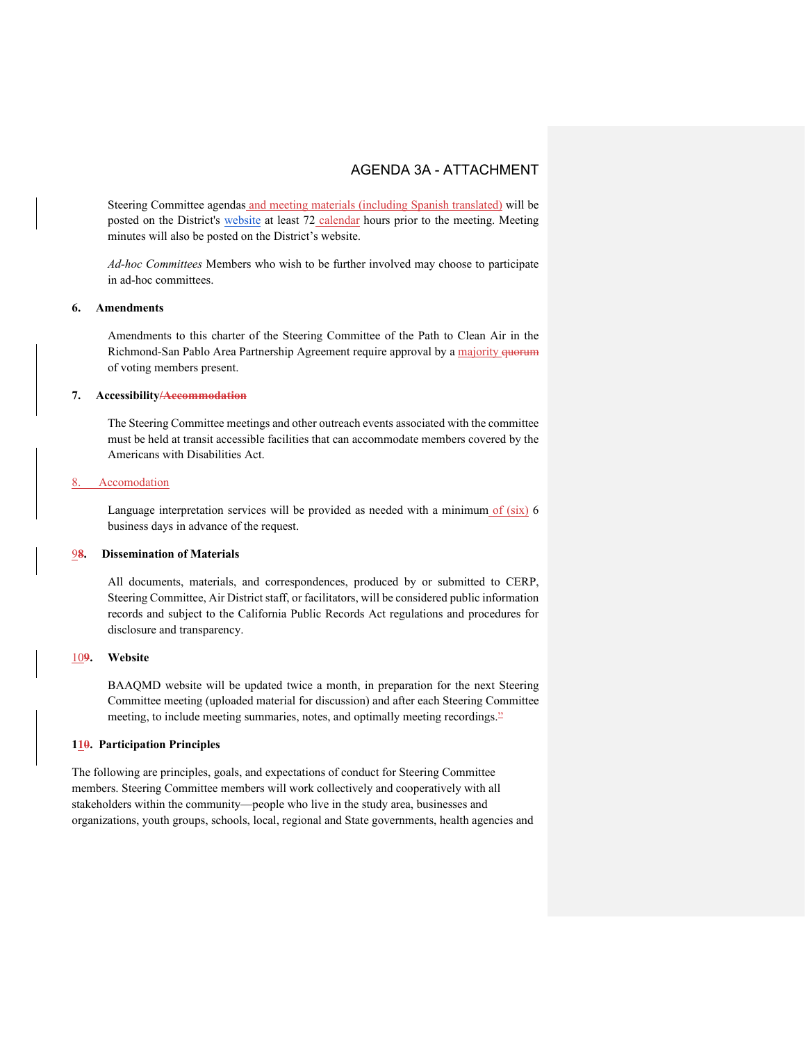AGENDA 3A - ATTACHMENT

Steering Committee agendas and meeting materials (including Spanish translated) will be posted on the District's website at least 72 calendar hours prior to the meeting. Meeting minutes will also be posted on the District's website.

*Ad-hoc Committees* Members who wish to be further involved may choose to participate in ad-hoc committees.

**6. Amendments**

Amendments to this charter of the Steering Committee of the Path to Clean Air in the Richmond-San Pablo Area Partnership Agreement require approval by a majority ~~quorum~~ of voting members present.

**7. Accessibility~~/Accommodation~~**

The Steering Committee meetings and other outreach events associated with the committee must be held at transit accessible facilities that can accommodate members covered by the Americans with Disabilities Act.

8. Accomodation

Language interpretation services will be provided as needed with a minimum of (six) 6 business days in advance of the request.

**9~~8~~. Dissemination of Materials**

All documents, materials, and correspondences, produced by or submitted to CERP, Steering Committee, Air District staff, or facilitators, will be considered public information records and subject to the California Public Records Act regulations and procedures for disclosure and transparency.

**10~~9~~. Website**

BAAQMD website will be updated twice a month, in preparation for the next Steering Committee meeting (uploaded material for discussion) and after each Steering Committee meeting, to include meeting summaries, notes, and optimally meeting recordings.~~"~~

**11~~0~~. Participation Principles**

The following are principles, goals, and expectations of conduct for Steering Committee members. Steering Committee members will work collectively and cooperatively with all stakeholders within the community—people who live in the study area, businesses and organizations, youth groups, schools, local, regional and State governments, health agencies and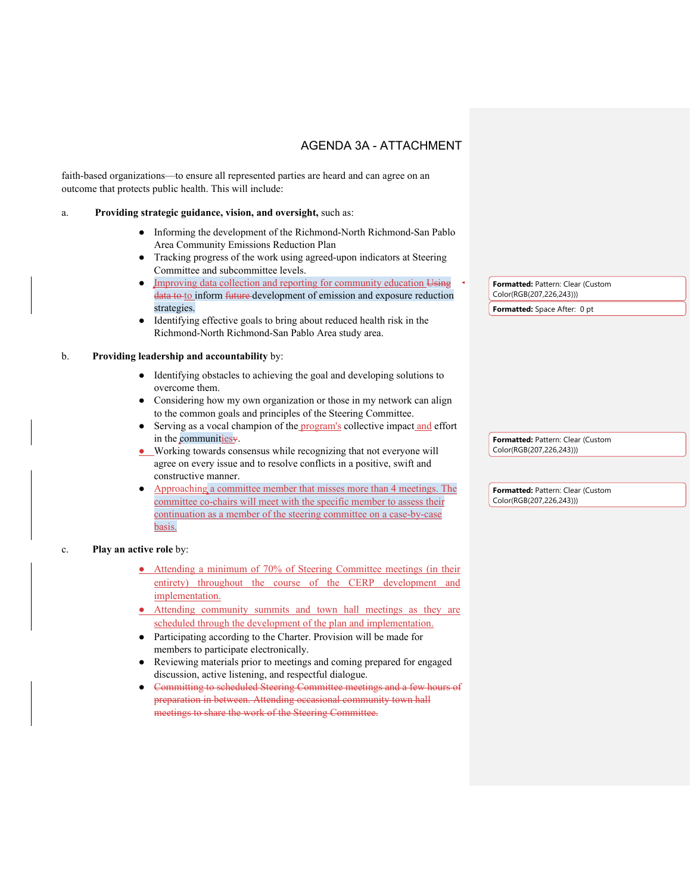faith-based organizations—to ensure all represented parties are heard and can agree on an outcome that protects public health. This will include:

a. **Providing strategic guidance, vision, and oversight,** such as:

- Informing the development of the Richmond-North Richmond-San Pablo Area Community Emissions Reduction Plan
- Tracking progress of the work using agreed-upon indicators at Steering Committee and subcommittee levels.
- Improving data collection and reporting for community education ~~Using data to~~ to inform ~~future~~ development of emission and exposure reduction strategies.
- Identifying effective goals to bring about reduced health risk in the Richmond-North Richmond-San Pablo Area study area.

b. **Providing leadership and accountability** by:

- Identifying obstacles to achieving the goal and developing solutions to overcome them.
- Considering how my own organization or those in my network can align to the common goals and principles of the Steering Committee.
- Serving as a vocal champion of the program's collective impact and effort in the communities~~y~~.
- Working towards consensus while recognizing that not everyone will agree on every issue and to resolve conflicts in a positive, swift and constructive manner.
- Approaching a committee member that misses more than 4 meetings. The committee co-chairs will meet with the specific member to assess their continuation as a member of the steering committee on a case-by-case basis.

c. **Play an active role** by:

- Attending a minimum of 70% of Steering Committee meetings (in their entirety) throughout the course of the CERP development and implementation.
- Attending community summits and town hall meetings as they are scheduled through the development of the plan and implementation.
- Participating according to the Charter. Provision will be made for members to participate electronically.
- Reviewing materials prior to meetings and coming prepared for engaged discussion, active listening, and respectful dialogue.
- ~~Committing to scheduled Steering Committee meetings and a few hours of preparation in between. Attending occasional community town hall meetings to share the work of the Steering Committee.~~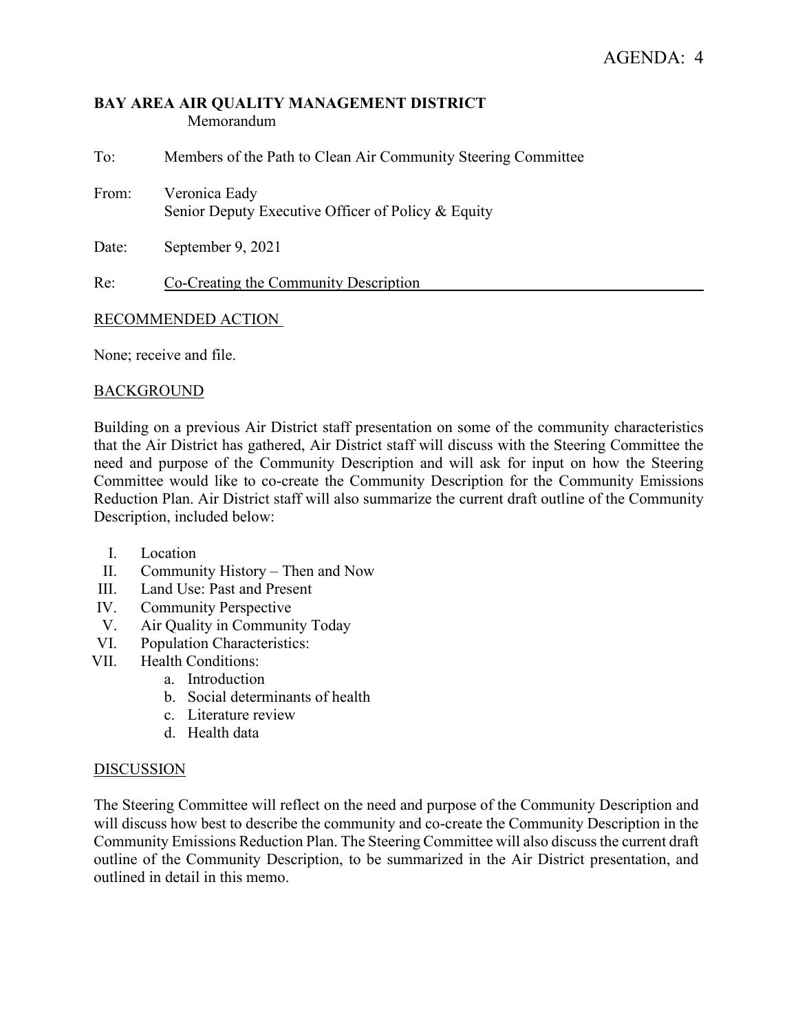AGENDA: 4

**BAY AREA AIR QUALITY MANAGEMENT DISTRICT**
Memorandum

To: Members of the Path to Clean Air Community Steering Committee

From: Veronica Eady
Senior Deputy Executive Officer of Policy & Equity

Date: September 9, 2021

Re: Co-Creating the Community Description

## RECOMMENDED ACTION

None; receive and file.

## BACKGROUND

Building on a previous Air District staff presentation on some of the community characteristics that the Air District has gathered, Air District staff will discuss with the Steering Committee the need and purpose of the Community Description and will ask for input on how the Steering Committee would like to co-create the Community Description for the Community Emissions Reduction Plan. Air District staff will also summarize the current draft outline of the Community Description, included below:

I. Location
II. Community History – Then and Now
III. Land Use: Past and Present
IV. Community Perspective
V. Air Quality in Community Today
VI. Population Characteristics:
VII. Health Conditions:
   a. Introduction
   b. Social determinants of health
   c. Literature review
   d. Health data

## DISCUSSION

The Steering Committee will reflect on the need and purpose of the Community Description and will discuss how best to describe the community and co-create the Community Description in the Community Emissions Reduction Plan. The Steering Committee will also discuss the current draft outline of the Community Description, to be summarized in the Air District presentation, and outlined in detail in this memo.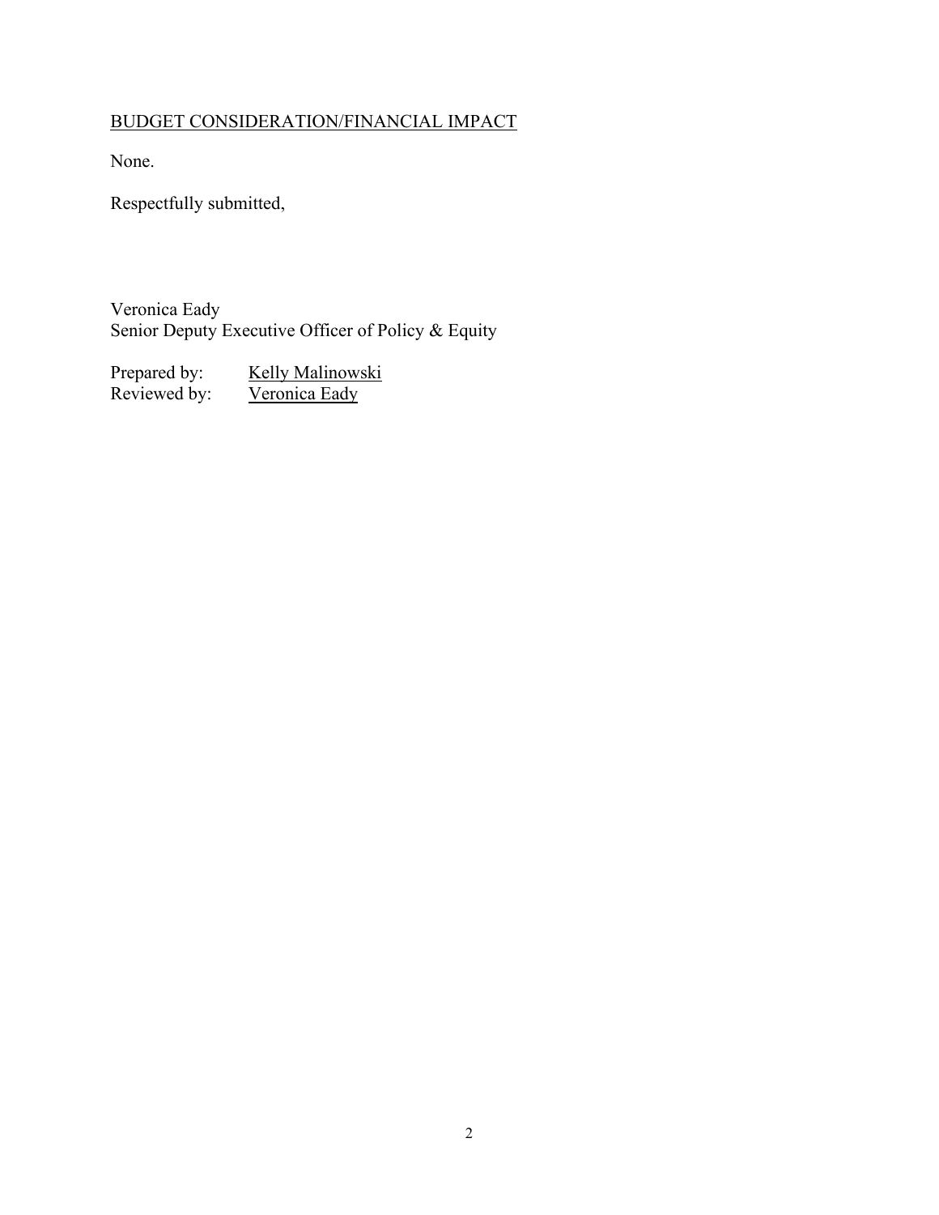<u>BUDGET CONSIDERATION/FINANCIAL IMPACT</u>

None.

Respectfully submitted,

Veronica Eady
Senior Deputy Executive Officer of Policy & Equity

Prepared by: <u>Kelly Malinowski</u>
Reviewed by: <u>Veronica Eady</u>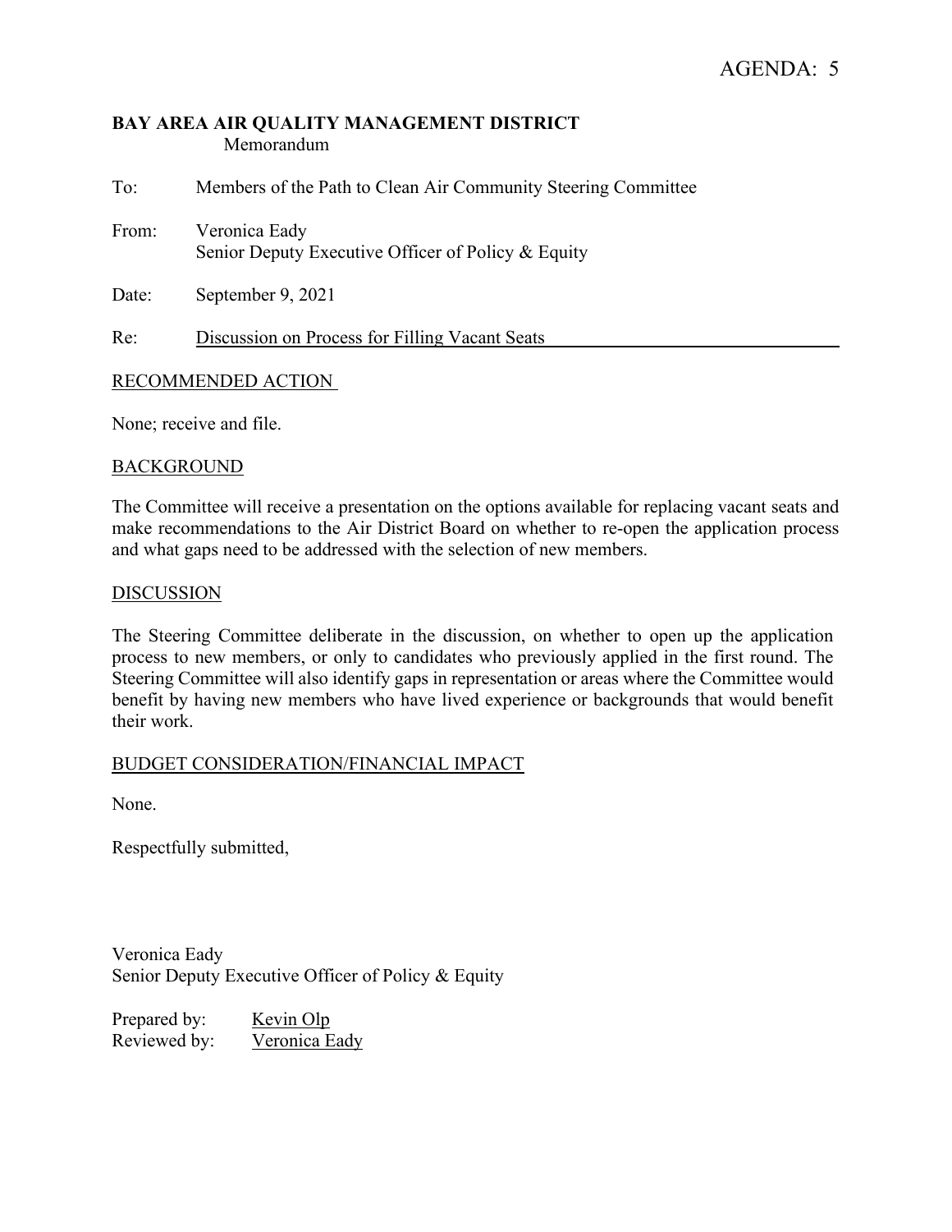AGENDA: 5

**BAY AREA AIR QUALITY MANAGEMENT DISTRICT**
Memorandum

To: Members of the Path to Clean Air Community Steering Committee

From: Veronica Eady
Senior Deputy Executive Officer of Policy & Equity

Date: September 9, 2021

Re: Discussion on Process for Filling Vacant Seats

RECOMMENDED ACTION

None; receive and file.

BACKGROUND

The Committee will receive a presentation on the options available for replacing vacant seats and make recommendations to the Air District Board on whether to re-open the application process and what gaps need to be addressed with the selection of new members.

DISCUSSION

The Steering Committee deliberate in the discussion, on whether to open up the application process to new members, or only to candidates who previously applied in the first round. The Steering Committee will also identify gaps in representation or areas where the Committee would benefit by having new members who have lived experience or backgrounds that would benefit their work.

BUDGET CONSIDERATION/FINANCIAL IMPACT

None.

Respectfully submitted,

Veronica Eady
Senior Deputy Executive Officer of Policy & Equity

Prepared by: Kevin Olp
Reviewed by: Veronica Eady